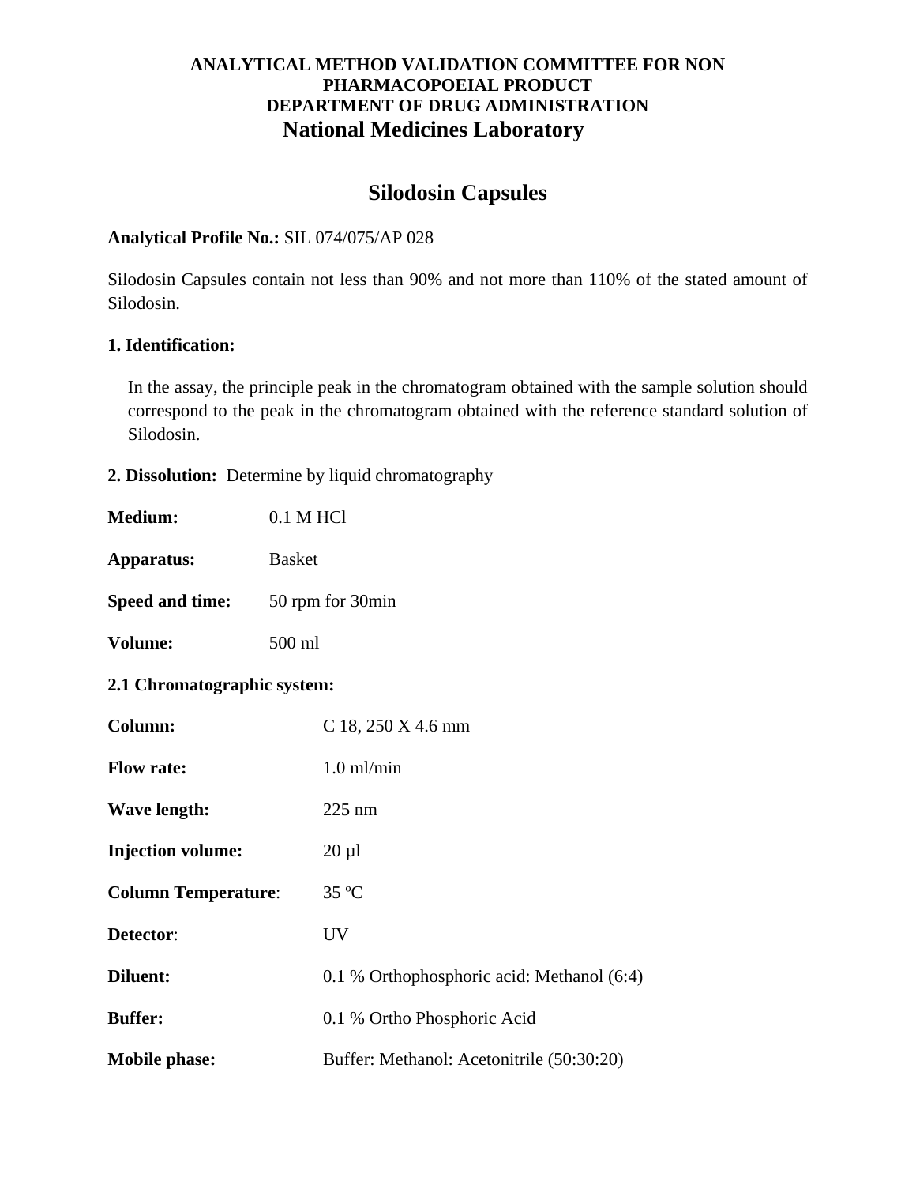**ANALYTICAL METHOD VALIDATION COMMITTEE FOR NON PHARMACOPOEIAL PRODUCT**
**DEPARTMENT OF DRUG ADMINISTRATION**
**National Medicines Laboratory**

# Silodosin Capsules

**Analytical Profile No.:** SIL 074/075/AP 028

Silodosin Capsules contain not less than 90% and not more than 110% of the stated amount of Silodosin.

**1. Identification:**

In the assay, the principle peak in the chromatogram obtained with the sample solution should correspond to the peak in the chromatogram obtained with the reference standard solution of Silodosin.

**2. Dissolution:** Determine by liquid chromatography

**Medium:** 0.1 M HCl

**Apparatus:** Basket

**Speed and time:** 50 rpm for 30min

**Volume:** 500 ml

**2.1 Chromatographic system:**

**Column:** C 18, 250 X 4.6 mm

**Flow rate:** 1.0 ml/min

**Wave length:** 225 nm

**Injection volume:** 20 µl

**Column Temperature**: 35 ºC

**Detector**: UV

**Diluent:** 0.1 % Orthophosphoric acid: Methanol (6:4)

**Buffer:** 0.1 % Ortho Phosphoric Acid

**Mobile phase:** Buffer: Methanol: Acetonitrile (50:30:20)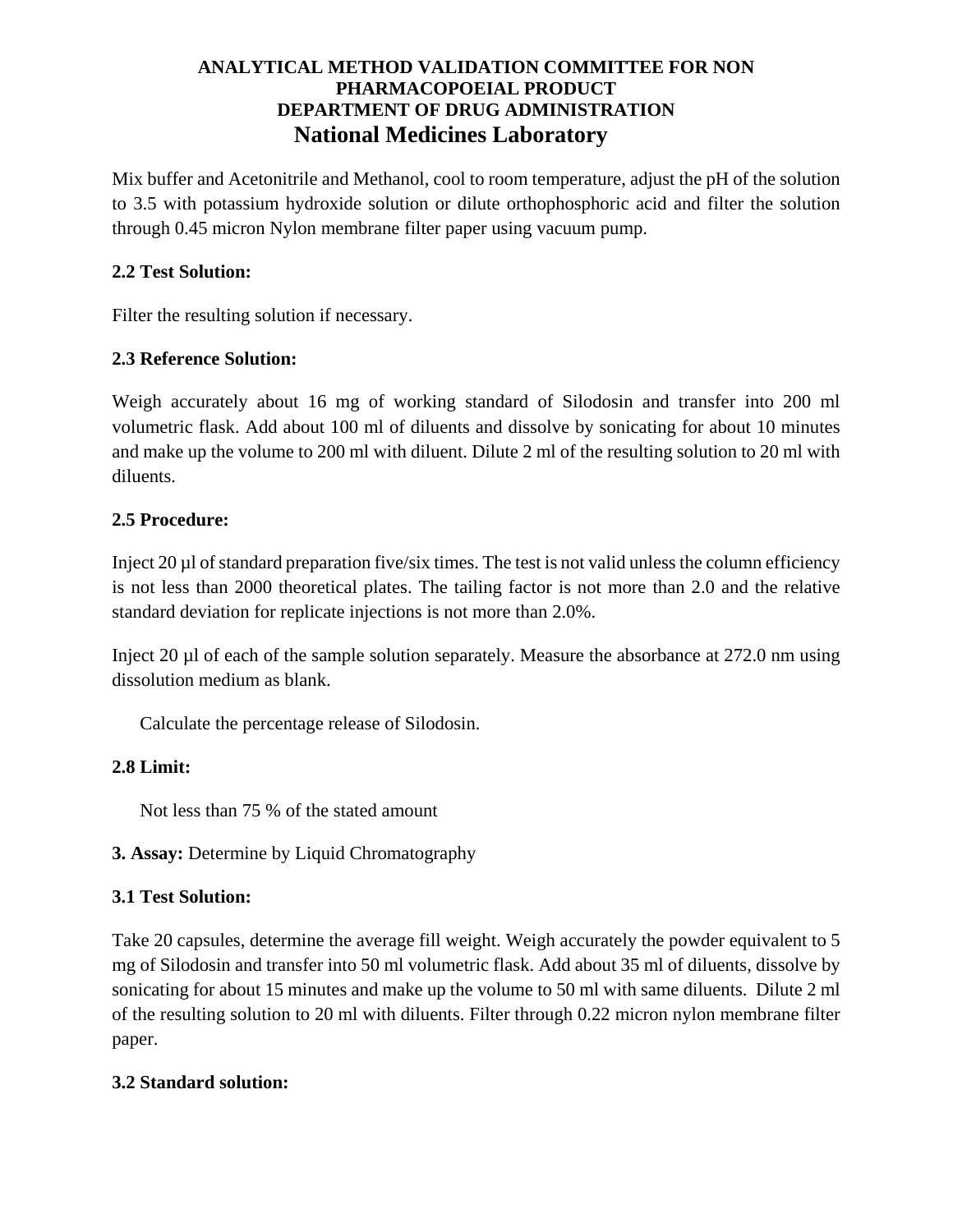Mix buffer and Acetonitrile and Methanol, cool to room temperature, adjust the pH of the solution to 3.5 with potassium hydroxide solution or dilute orthophosphoric acid and filter the solution through 0.45 micron Nylon membrane filter paper using vacuum pump.

**2.2 Test Solution:**

Filter the resulting solution if necessary.

**2.3 Reference Solution:**

Weigh accurately about 16 mg of working standard of Silodosin and transfer into 200 ml volumetric flask. Add about 100 ml of diluents and dissolve by sonicating for about 10 minutes and make up the volume to 200 ml with diluent. Dilute 2 ml of the resulting solution to 20 ml with diluents.

**2.5 Procedure:**

Inject 20 µl of standard preparation five/six times. The test is not valid unless the column efficiency is not less than 2000 theoretical plates. The tailing factor is not more than 2.0 and the relative standard deviation for replicate injections is not more than 2.0%.

Inject 20 µl of each of the sample solution separately. Measure the absorbance at 272.0 nm using dissolution medium as blank.

Calculate the percentage release of Silodosin.

**2.8 Limit:**

Not less than 75 % of the stated amount

**3. Assay:** Determine by Liquid Chromatography

**3.1 Test Solution:**

Take 20 capsules, determine the average fill weight. Weigh accurately the powder equivalent to 5 mg of Silodosin and transfer into 50 ml volumetric flask. Add about 35 ml of diluents, dissolve by sonicating for about 15 minutes and make up the volume to 50 ml with same diluents. Dilute 2 ml of the resulting solution to 20 ml with diluents. Filter through 0.22 micron nylon membrane filter paper.

**3.2 Standard solution:**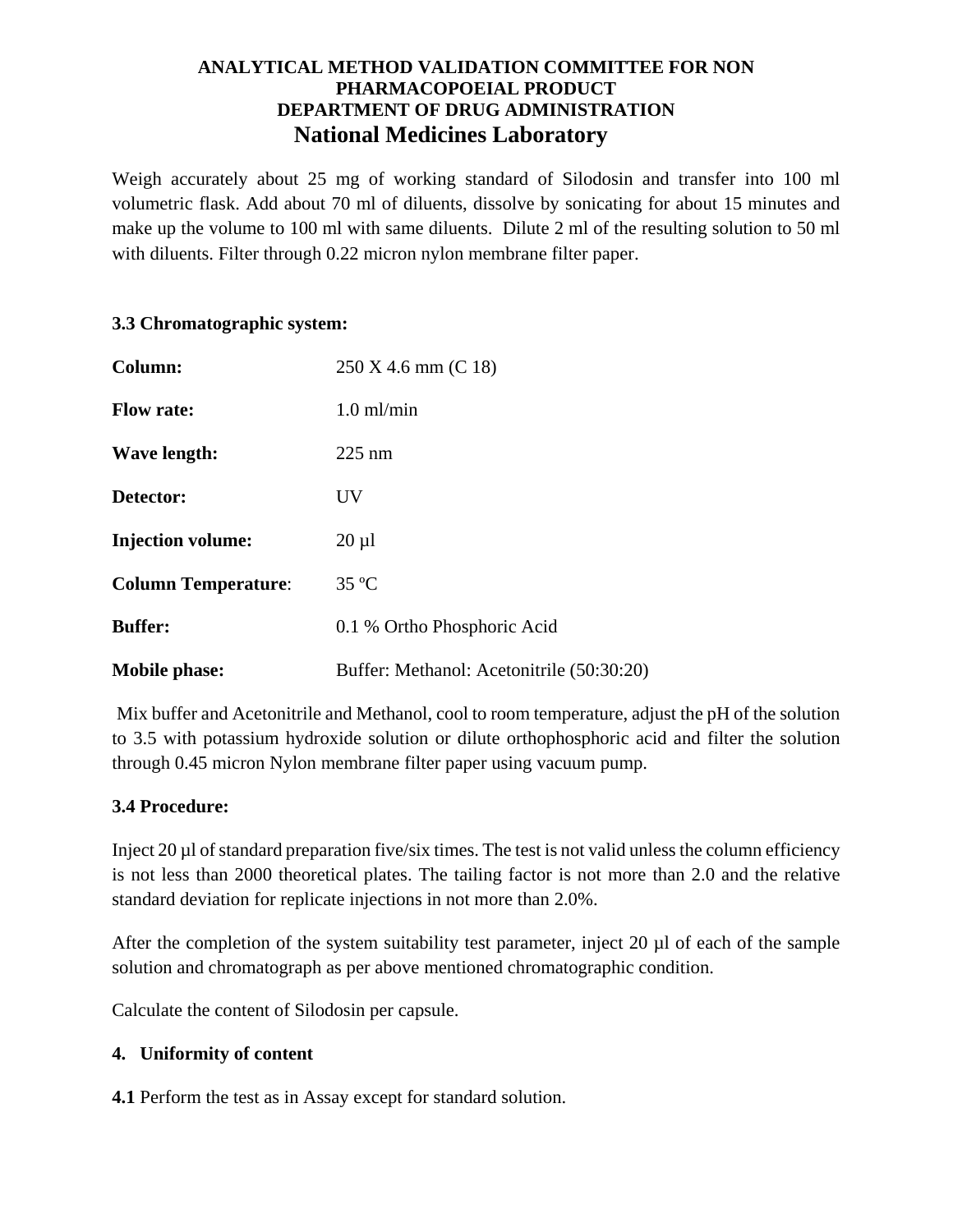**ANALYTICAL METHOD VALIDATION COMMITTEE FOR NON PHARMACOPOEIAL PRODUCT**
**DEPARTMENT OF DRUG ADMINISTRATION**
**National Medicines Laboratory**

Weigh accurately about 25 mg of working standard of Silodosin and transfer into 100 ml volumetric flask. Add about 70 ml of diluents, dissolve by sonicating for about 15 minutes and make up the volume to 100 ml with same diluents. Dilute 2 ml of the resulting solution to 50 ml with diluents. Filter through 0.22 micron nylon membrane filter paper.

**3.3 Chromatographic system:**

| | |
|---|---|
| **Column:** | 250 X 4.6 mm (C 18) |
| **Flow rate:** | 1.0 ml/min |
| **Wave length:** | 225 nm |
| **Detector:** | UV |
| **Injection volume:** | 20 µl |
| **Column Temperature**: | 35 ºC |
| **Buffer:** | 0.1 % Ortho Phosphoric Acid |
| **Mobile phase:** | Buffer: Methanol: Acetonitrile (50:30:20) |

Mix buffer and Acetonitrile and Methanol, cool to room temperature, adjust the pH of the solution to 3.5 with potassium hydroxide solution or dilute orthophosphoric acid and filter the solution through 0.45 micron Nylon membrane filter paper using vacuum pump.

**3.4 Procedure:**

Inject 20 µl of standard preparation five/six times. The test is not valid unless the column efficiency is not less than 2000 theoretical plates. The tailing factor is not more than 2.0 and the relative standard deviation for replicate injections in not more than 2.0%.

After the completion of the system suitability test parameter, inject 20 µl of each of the sample solution and chromatograph as per above mentioned chromatographic condition.

Calculate the content of Silodosin per capsule.

**4. Uniformity of content**

**4.1** Perform the test as in Assay except for standard solution.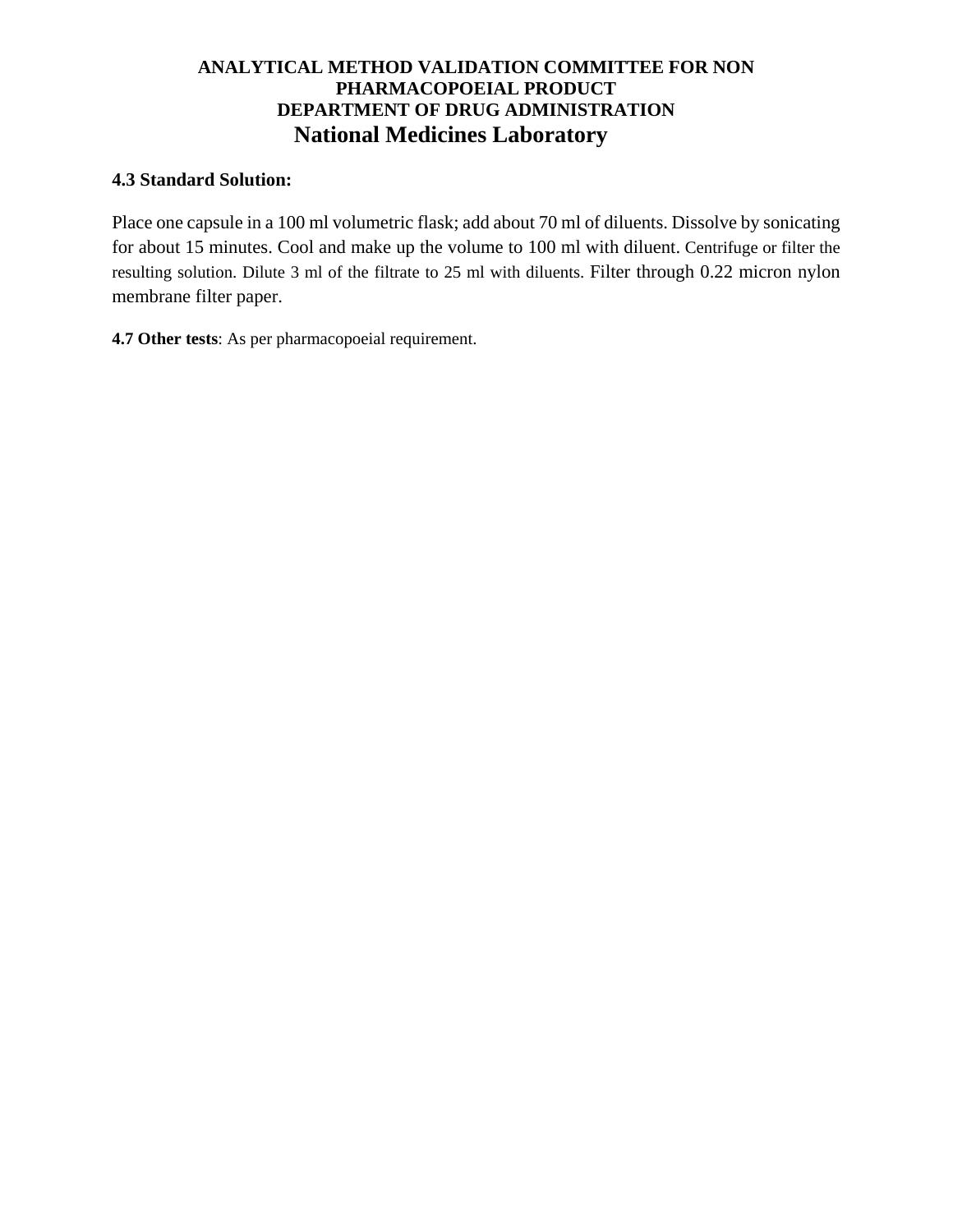**4.3 Standard Solution:**

Place one capsule in a 100 ml volumetric flask; add about 70 ml of diluents. Dissolve by sonicating for about 15 minutes. Cool and make up the volume to 100 ml with diluent. Centrifuge or filter the resulting solution. Dilute 3 ml of the filtrate to 25 ml with diluents. Filter through 0.22 micron nylon membrane filter paper.

**4.7 Other tests**: As per pharmacopoeial requirement.